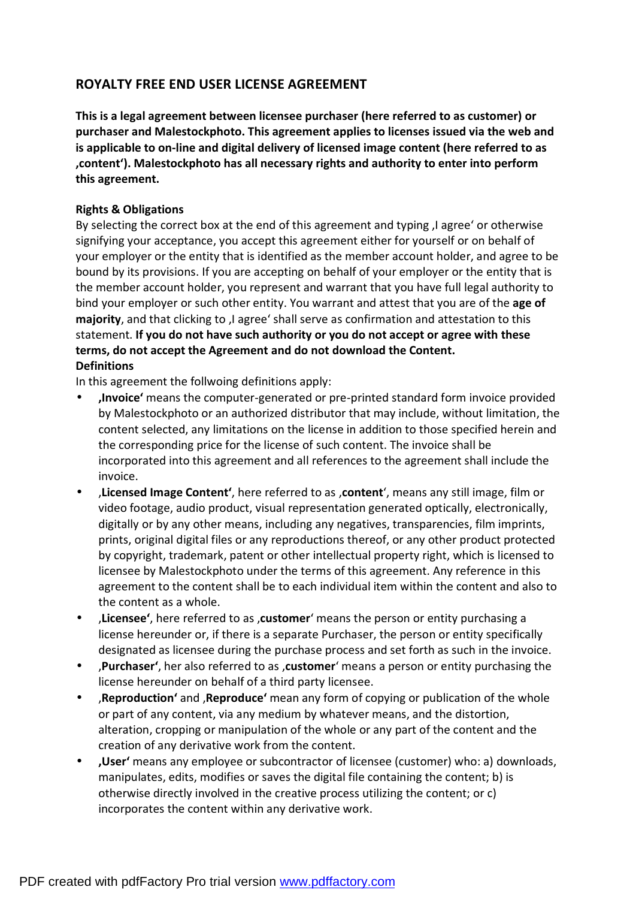## ROYALTY FREE END USER LICENSE AGREEMENT

**This is a legal agreement between licensee purchaser (here referred to as customer) or purchaser and Malestockphoto. This agreement applies to licenses issued via the web and is applicable to on-line and digital delivery of licensed image content (here referred to as ‚content'). Malestockphoto has all necessary rights and authority to enter into perform this agreement.**

**Rights & Obligations**

By selecting the correct box at the end of this agreement and typing ‚I agree' or otherwise signifying your acceptance, you accept this agreement either for yourself or on behalf of your employer or the entity that is identified as the member account holder, and agree to be bound by its provisions. If you are accepting on behalf of your employer or the entity that is the member account holder, you represent and warrant that you have full legal authority to bind your employer or such other entity. You warrant and attest that you are of the **age of majority**, and that clicking to ‚I agree' shall serve as confirmation and attestation to this statement. **If you do not have such authority or you do not accept or agree with these terms, do not accept the Agreement and do not download the Content.**

**Definitions**

In this agreement the follwoing definitions apply:

- **‚Invoice'** means the computer-generated or pre-printed standard form invoice provided by Malestockphoto or an authorized distributor that may include, without limitation, the content selected, any limitations on the license in addition to those specified herein and the corresponding price for the license of such content. The invoice shall be incorporated into this agreement and all references to the agreement shall include the invoice.
- ‚**Licensed Image Content'**, here referred to as ‚**content**', means any still image, film or video footage, audio product, visual representation generated optically, electronically, digitally or by any other means, including any negatives, transparencies, film imprints, prints, original digital files or any reproductions thereof, or any other product protected by copyright, trademark, patent or other intellectual property right, which is licensed to licensee by Malestockphoto under the terms of this agreement. Any reference in this agreement to the content shall be to each individual item within the content and also to the content as a whole.
- ‚**Licensee'**, here referred to as ‚**customer**' means the person or entity purchasing a license hereunder or, if there is a separate Purchaser, the person or entity specifically designated as licensee during the purchase process and set forth as such in the invoice.
- ‚**Purchaser'**, her also referred to as ‚**customer**' means a person or entity purchasing the license hereunder on behalf of a third party licensee.
- ‚**Reproduction'** and ‚**Reproduce'** mean any form of copying or publication of the whole or part of any content, via any medium by whatever means, and the distortion, alteration, cropping or manipulation of the whole or any part of the content and the creation of any derivative work from the content.
- **‚User'** means any employee or subcontractor of licensee (customer) who: a) downloads, manipulates, edits, modifies or saves the digital file containing the content; b) is otherwise directly involved in the creative process utilizing the content; or c) incorporates the content within any derivative work.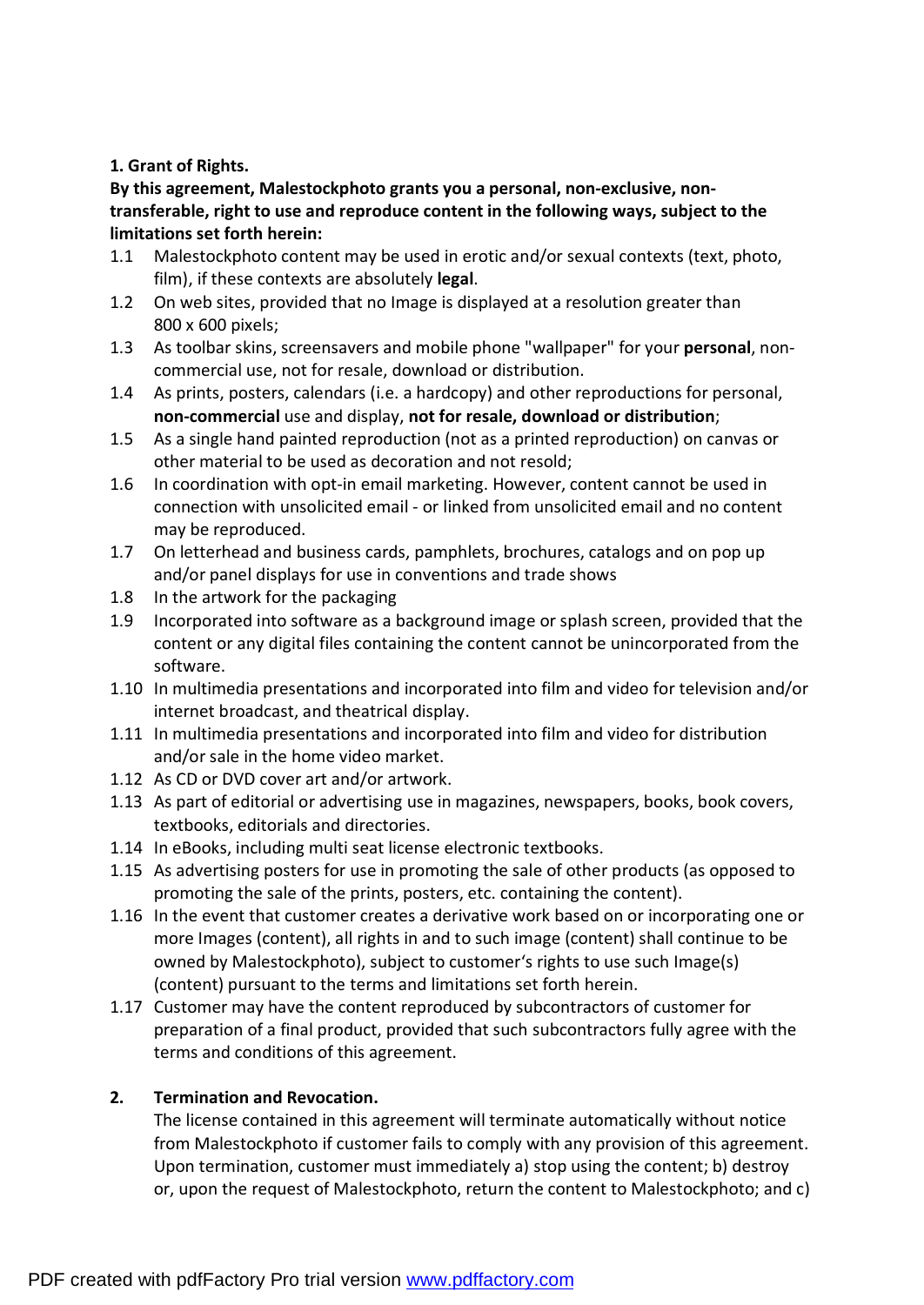**1. Grant of Rights.**

**By this agreement, Malestockphoto grants you a personal, non-exclusive, non-transferable, right to use and reproduce content in the following ways, subject to the limitations set forth herein:**

1.1 Malestockphoto content may be used in erotic and/or sexual contexts (text, photo, film), if these contexts are absolutely **legal**.

1.2 On web sites, provided that no Image is displayed at a resolution greater than 800 x 600 pixels;

1.3 As toolbar skins, screensavers and mobile phone "wallpaper" for your **personal**, non-commercial use, not for resale, download or distribution.

1.4 As prints, posters, calendars (i.e. a hardcopy) and other reproductions for personal, **non-commercial** use and display, **not for resale, download or distribution**;

1.5 As a single hand painted reproduction (not as a printed reproduction) on canvas or other material to be used as decoration and not resold;

1.6 In coordination with opt-in email marketing. However, content cannot be used in connection with unsolicited email - or linked from unsolicited email and no content may be reproduced.

1.7 On letterhead and business cards, pamphlets, brochures, catalogs and on pop up and/or panel displays for use in conventions and trade shows

1.8 In the artwork for the packaging

1.9 Incorporated into software as a background image or splash screen, provided that the content or any digital files containing the content cannot be unincorporated from the software.

1.10 In multimedia presentations and incorporated into film and video for television and/or internet broadcast, and theatrical display.

1.11 In multimedia presentations and incorporated into film and video for distribution and/or sale in the home video market.

1.12 As CD or DVD cover art and/or artwork.

1.13 As part of editorial or advertising use in magazines, newspapers, books, book covers, textbooks, editorials and directories.

1.14 In eBooks, including multi seat license electronic textbooks.

1.15 As advertising posters for use in promoting the sale of other products (as opposed to promoting the sale of the prints, posters, etc. containing the content).

1.16 In the event that customer creates a derivative work based on or incorporating one or more Images (content), all rights in and to such image (content) shall continue to be owned by Malestockphoto), subject to customer's rights to use such Image(s) (content) pursuant to the terms and limitations set forth herein.

1.17 Customer may have the content reproduced by subcontractors of customer for preparation of a final product, provided that such subcontractors fully agree with the terms and conditions of this agreement.

**2. Termination and Revocation.**

The license contained in this agreement will terminate automatically without notice from Malestockphoto if customer fails to comply with any provision of this agreement. Upon termination, customer must immediately a) stop using the content; b) destroy or, upon the request of Malestockphoto, return the content to Malestockphoto; and c)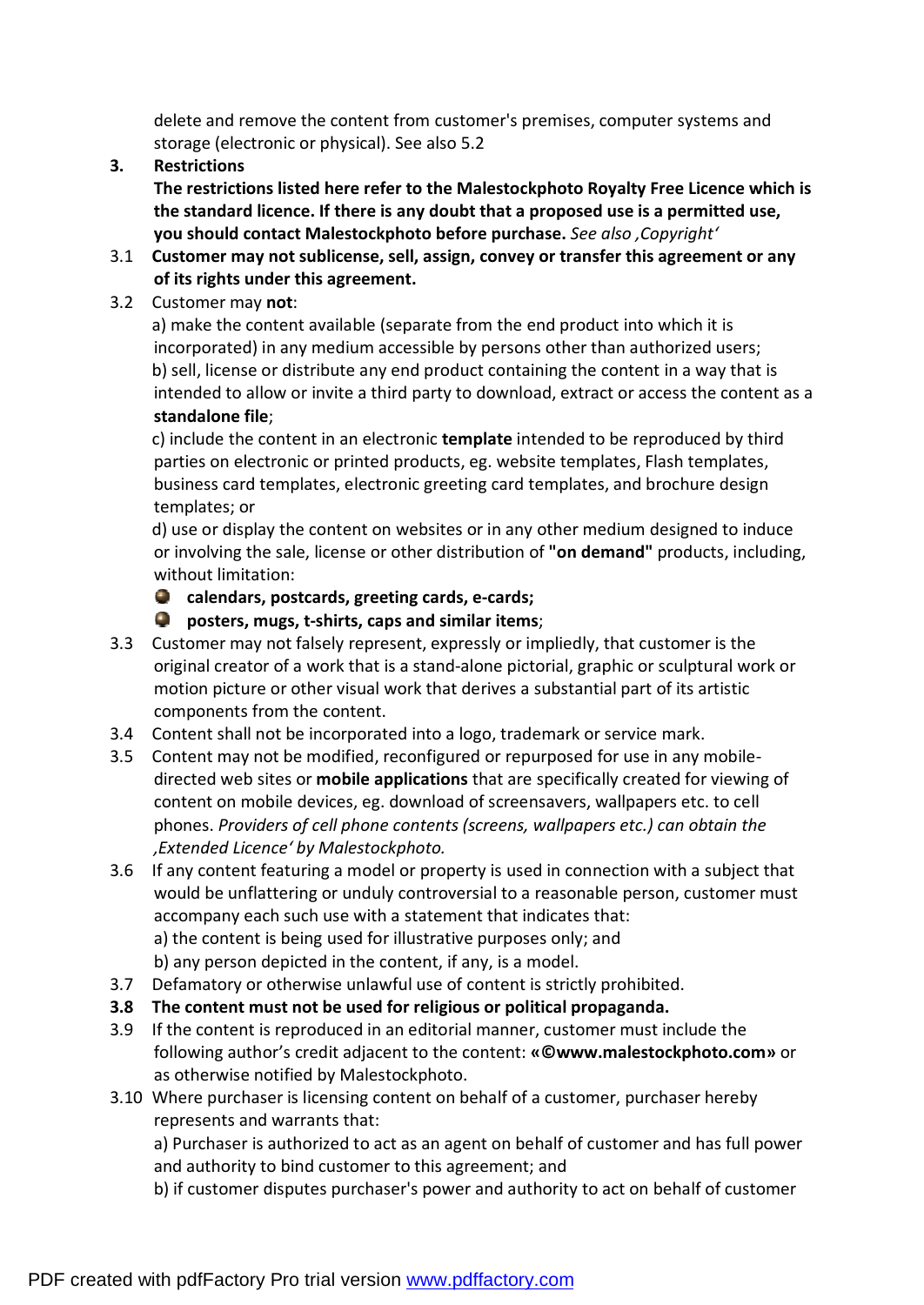delete and remove the content from customer's premises, computer systems and storage (electronic or physical). See also 5.2

## 3. Restrictions

**The restrictions listed here refer to the Malestockphoto Royalty Free Licence which is the standard licence. If there is any doubt that a proposed use is a permitted use, you should contact Malestockphoto before purchase.** *See also ‚Copyright‘*

3.1 **Customer may not sublicense, sell, assign, convey or transfer this agreement or any of its rights under this agreement.**

3.2 Customer may **not**:

a) make the content available (separate from the end product into which it is incorporated) in any medium accessible by persons other than authorized users;

b) sell, license or distribute any end product containing the content in a way that is intended to allow or invite a third party to download, extract or access the content as a **standalone file**;

c) include the content in an electronic **template** intended to be reproduced by third parties on electronic or printed products, eg. website templates, Flash templates, business card templates, electronic greeting card templates, and brochure design templates; or

d) use or display the content on websites or in any other medium designed to induce or involving the sale, license or other distribution of **"on demand"** products, including, without limitation:

- **calendars, postcards, greeting cards, e-cards;**
- **posters, mugs, t-shirts, caps and similar items**;

3.3 Customer may not falsely represent, expressly or impliedly, that customer is the original creator of a work that is a stand-alone pictorial, graphic or sculptural work or motion picture or other visual work that derives a substantial part of its artistic components from the content.

3.4 Content shall not be incorporated into a logo, trademark or service mark.

3.5 Content may not be modified, reconfigured or repurposed for use in any mobile-directed web sites or **mobile applications** that are specifically created for viewing of content on mobile devices, eg. download of screensavers, wallpapers etc. to cell phones. *Providers of cell phone contents (screens, wallpapers etc.) can obtain the ‚Extended Licence‘ by Malestockphoto.*

3.6 If any content featuring a model or property is used in connection with a subject that would be unflattering or unduly controversial to a reasonable person, customer must accompany each such use with a statement that indicates that:

a) the content is being used for illustrative purposes only; and

b) any person depicted in the content, if any, is a model.

3.7 Defamatory or otherwise unlawful use of content is strictly prohibited.

**3.8 The content must not be used for religious or political propaganda.**

3.9 If the content is reproduced in an editorial manner, customer must include the following author's credit adjacent to the content: **«©www.malestockphoto.com»** or as otherwise notified by Malestockphoto.

3.10 Where purchaser is licensing content on behalf of a customer, purchaser hereby represents and warrants that:

a) Purchaser is authorized to act as an agent on behalf of customer and has full power and authority to bind customer to this agreement; and

b) if customer disputes purchaser's power and authority to act on behalf of customer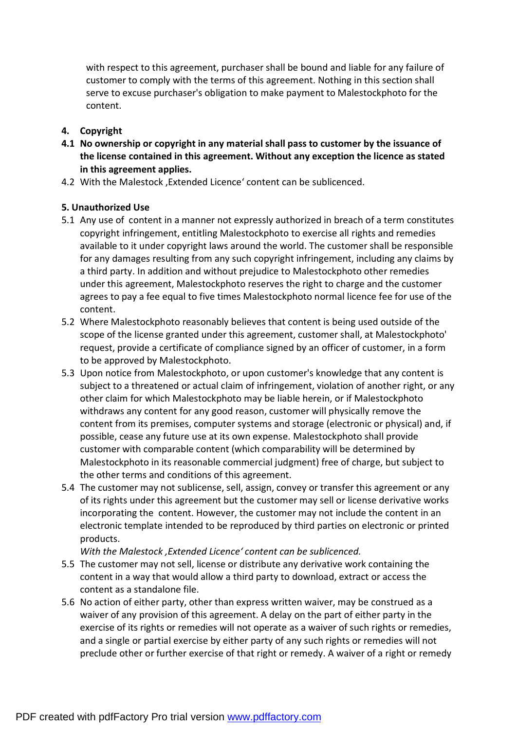with respect to this agreement, purchaser shall be bound and liable for any failure of customer to comply with the terms of this agreement. Nothing in this section shall serve to excuse purchaser's obligation to make payment to Malestockphoto for the content.

**4. Copyright**

**4.1 No ownership or copyright in any material shall pass to customer by the issuance of the license contained in this agreement. Without any exception the licence as stated in this agreement applies.**

4.2 With the Malestock ‚Extended Licence' content can be sublicenced.

**5. Unauthorized Use**

5.1 Any use of content in a manner not expressly authorized in breach of a term constitutes copyright infringement, entitling Malestockphoto to exercise all rights and remedies available to it under copyright laws around the world. The customer shall be responsible for any damages resulting from any such copyright infringement, including any claims by a third party. In addition and without prejudice to Malestockphoto other remedies under this agreement, Malestockphoto reserves the right to charge and the customer agrees to pay a fee equal to five times Malestockphoto normal licence fee for use of the content.

5.2 Where Malestockphoto reasonably believes that content is being used outside of the scope of the license granted under this agreement, customer shall, at Malestockphoto' request, provide a certificate of compliance signed by an officer of customer, in a form to be approved by Malestockphoto.

5.3 Upon notice from Malestockphoto, or upon customer's knowledge that any content is subject to a threatened or actual claim of infringement, violation of another right, or any other claim for which Malestockphoto may be liable herein, or if Malestockphoto withdraws any content for any good reason, customer will physically remove the content from its premises, computer systems and storage (electronic or physical) and, if possible, cease any future use at its own expense. Malestockphoto shall provide customer with comparable content (which comparability will be determined by Malestockphoto in its reasonable commercial judgment) free of charge, but subject to the other terms and conditions of this agreement.

5.4 The customer may not sublicense, sell, assign, convey or transfer this agreement or any of its rights under this agreement but the customer may sell or license derivative works incorporating the content. However, the customer may not include the content in an electronic template intended to be reproduced by third parties on electronic or printed products.
*With the Malestock ‚Extended Licence' content can be sublicenced.*

5.5 The customer may not sell, license or distribute any derivative work containing the content in a way that would allow a third party to download, extract or access the content as a standalone file.

5.6 No action of either party, other than express written waiver, may be construed as a waiver of any provision of this agreement. A delay on the part of either party in the exercise of its rights or remedies will not operate as a waiver of such rights or remedies, and a single or partial exercise by either party of any such rights or remedies will not preclude other or further exercise of that right or remedy. A waiver of a right or remedy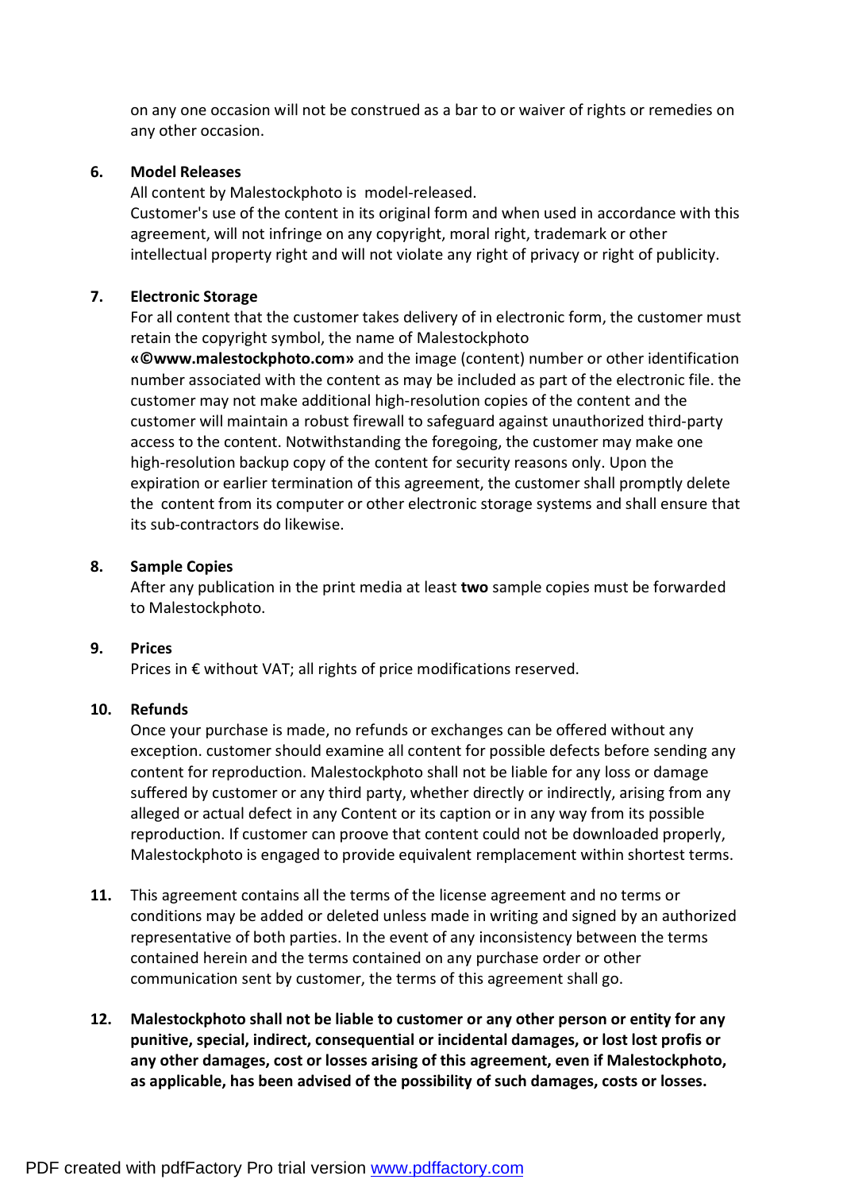on any one occasion will not be construed as a bar to or waiver of rights or remedies on any other occasion.

**6. Model Releases**

All content by Malestockphoto is model-released.
Customer's use of the content in its original form and when used in accordance with this agreement, will not infringe on any copyright, moral right, trademark or other intellectual property right and will not violate any right of privacy or right of publicity.

**7. Electronic Storage**

For all content that the customer takes delivery of in electronic form, the customer must retain the copyright symbol, the name of Malestockphoto **«©www.malestockphoto.com»** and the image (content) number or other identification number associated with the content as may be included as part of the electronic file. the customer may not make additional high-resolution copies of the content and the customer will maintain a robust firewall to safeguard against unauthorized third-party access to the content. Notwithstanding the foregoing, the customer may make one high-resolution backup copy of the content for security reasons only. Upon the expiration or earlier termination of this agreement, the customer shall promptly delete the content from its computer or other electronic storage systems and shall ensure that its sub-contractors do likewise.

**8. Sample Copies**

After any publication in the print media at least **two** sample copies must be forwarded to Malestockphoto.

**9. Prices**

Prices in € without VAT; all rights of price modifications reserved.

**10. Refunds**

Once your purchase is made, no refunds or exchanges can be offered without any exception. customer should examine all content for possible defects before sending any content for reproduction. Malestockphoto shall not be liable for any loss or damage suffered by customer or any third party, whether directly or indirectly, arising from any alleged or actual defect in any Content or its caption or in any way from its possible reproduction. If customer can proove that content could not be downloaded properly, Malestockphoto is engaged to provide equivalent remplacement within shortest terms.

**11.** This agreement contains all the terms of the license agreement and no terms or conditions may be added or deleted unless made in writing and signed by an authorized representative of both parties. In the event of any inconsistency between the terms contained herein and the terms contained on any purchase order or other communication sent by customer, the terms of this agreement shall go.

**12. Malestockphoto shall not be liable to customer or any other person or entity for any punitive, special, indirect, consequential or incidental damages, or lost lost profis or any other damages, cost or losses arising of this agreement, even if Malestockphoto, as applicable, has been advised of the possibility of such damages, costs or losses.**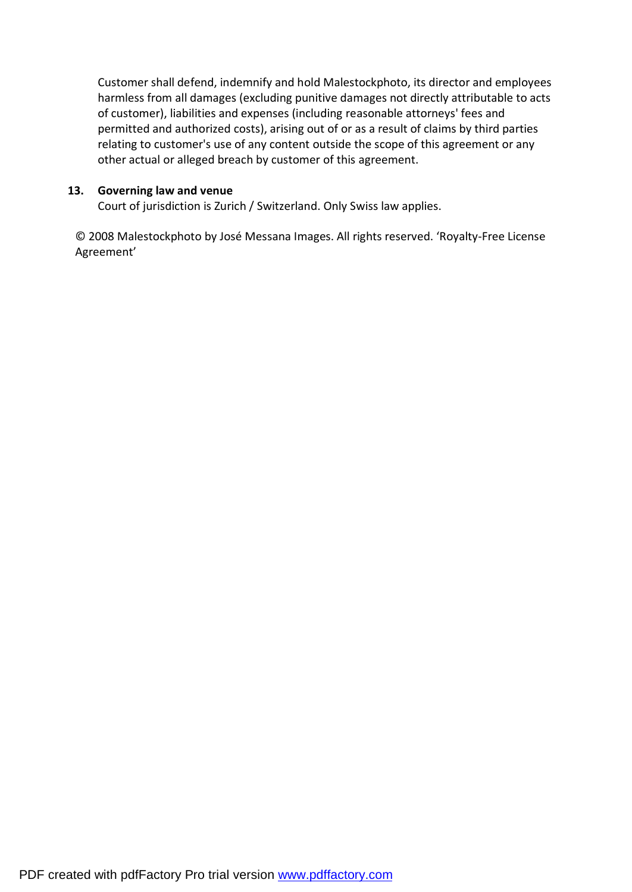Customer shall defend, indemnify and hold Malestockphoto, its director and employees harmless from all damages (excluding punitive damages not directly attributable to acts of customer), liabilities and expenses (including reasonable attorneys' fees and permitted and authorized costs), arising out of or as a result of claims by third parties relating to customer's use of any content outside the scope of this agreement or any other actual or alleged breach by customer of this agreement.

**13. Governing law and venue**

Court of jurisdiction is Zurich / Switzerland. Only Swiss law applies.

© 2008 Malestockphoto by José Messana Images. All rights reserved. 'Royalty-Free License Agreement'